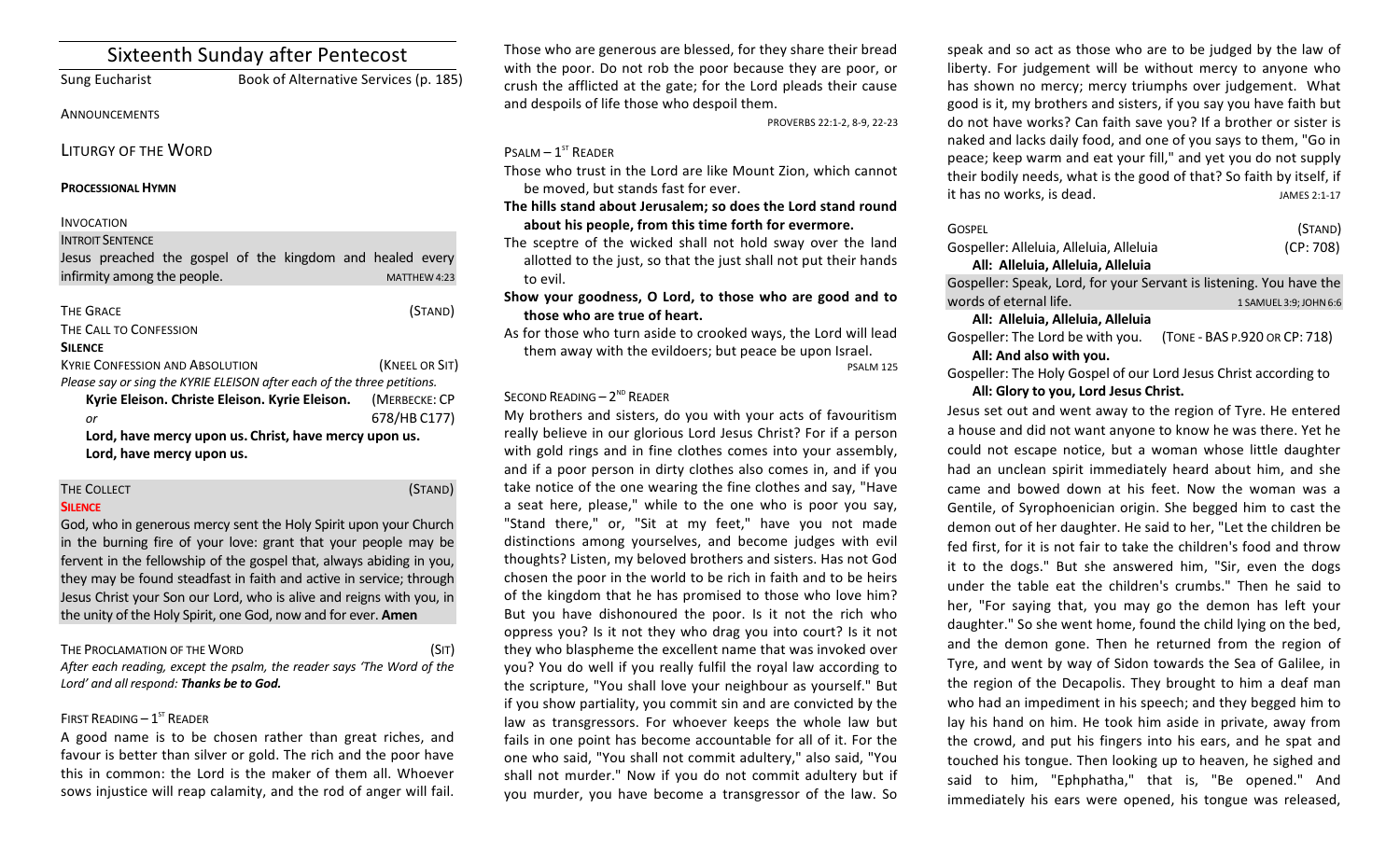# Sixteenth Sunday after Pentecost

Sung Eucharist — Book of Alternative Services (p. 185)

ANNOUNCEMENTS

## LITURGY OF THE WORD

**PROCESSIONAL HYMN**

INVOCATION

INTROIT SENTENCE

Jesus preached the gospel of the kingdom and healed every infirmity among the people. MATTHEW 4:23

THE GRACE (STAND)

THE CALL TO CONFESSION

**SILENCE**

KYRIE CONFESSION AND ABSOLUTION (KNEEL OR SIT)

*Please say or sing the KYRIE ELEISON after each of the three petitions.*

**Kyrie Eleison. Christe Eleison. Kyrie Eleison.** (MERBECKE: CP 678/HB C177)

*or*

**Lord, have mercy upon us. Christ, have mercy upon us. Lord, have mercy upon us.**

THE COLLECT (STAND)

**SILENCE**

God, who in generous mercy sent the Holy Spirit upon your Church in the burning fire of your love: grant that your people may be fervent in the fellowship of the gospel that, always abiding in you, they may be found steadfast in faith and active in service; through Jesus Christ your Son our Lord, who is alive and reigns with you, in the unity of the Holy Spirit, one God, now and for ever. **Amen**

THE PROCLAMATION OF THE WORD (SIT)

*After each reading, except the psalm, the reader says 'The Word of the Lord' and all respond: **Thanks be to God.***

FIRST READING – 1ST READER

A good name is to be chosen rather than great riches, and favour is better than silver or gold. The rich and the poor have this in common: the Lord is the maker of them all. Whoever sows injustice will reap calamity, and the rod of anger will fail. Those who are generous are blessed, for they share their bread with the poor. Do not rob the poor because they are poor, or crush the afflicted at the gate; for the Lord pleads their cause and despoils of life those who despoil them.

PROVERBS 22:1-2, 8-9, 22-23

PSALM – 1ST READER

Those who trust in the Lord are like Mount Zion, which cannot be moved, but stands fast for ever.

**The hills stand about Jerusalem; so does the Lord stand round about his people, from this time forth for evermore.**

The sceptre of the wicked shall not hold sway over the land allotted to the just, so that the just shall not put their hands to evil.

**Show your goodness, O Lord, to those who are good and to those who are true of heart.**

As for those who turn aside to crooked ways, the Lord will lead them away with the evildoers; but peace be upon Israel.

PSALM 125

SECOND READING – 2ND READER

My brothers and sisters, do you with your acts of favouritism really believe in our glorious Lord Jesus Christ? For if a person with gold rings and in fine clothes comes into your assembly, and if a poor person in dirty clothes also comes in, and if you take notice of the one wearing the fine clothes and say, "Have a seat here, please," while to the one who is poor you say, "Stand there," or, "Sit at my feet," have you not made distinctions among yourselves, and become judges with evil thoughts? Listen, my beloved brothers and sisters. Has not God chosen the poor in the world to be rich in faith and to be heirs of the kingdom that he has promised to those who love him? But you have dishonoured the poor. Is it not the rich who oppress you? Is it not they who drag you into court? Is it not they who blaspheme the excellent name that was invoked over you? You do well if you really fulfil the royal law according to the scripture, "You shall love your neighbour as yourself." But if you show partiality, you commit sin and are convicted by the law as transgressors. For whoever keeps the whole law but fails in one point has become accountable for all of it. For the one who said, "You shall not commit adultery," also said, "You shall not murder." Now if you do not commit adultery but if you murder, you have become a transgressor of the law. So speak and so act as those who are to be judged by the law of liberty. For judgement will be without mercy to anyone who has shown no mercy; mercy triumphs over judgement. What good is it, my brothers and sisters, if you say you have faith but do not have works? Can faith save you? If a brother or sister is naked and lacks daily food, and one of you says to them, "Go in peace; keep warm and eat your fill," and yet you do not supply their bodily needs, what is the good of that? So faith by itself, if it has no works, is dead.

JAMES 2:1-17

GOSPEL (STAND)

Gospeller: Alleluia, Alleluia, Alleluia (CP: 708)

**All: Alleluia, Alleluia, Alleluia**

Gospeller: Speak, Lord, for your Servant is listening. You have the words of eternal life. 1 SAMUEL 3:9; JOHN 6:6

**All: Alleluia, Alleluia, Alleluia**

Gospeller: The Lord be with you. (TONE - BAS P.920 OR CP: 718)

**All: And also with you.**

Gospeller: The Holy Gospel of our Lord Jesus Christ according to

**All: Glory to you, Lord Jesus Christ.**

Jesus set out and went away to the region of Tyre. He entered a house and did not want anyone to know he was there. Yet he could not escape notice, but a woman whose little daughter had an unclean spirit immediately heard about him, and she came and bowed down at his feet. Now the woman was a Gentile, of Syrophoenician origin. She begged him to cast the demon out of her daughter. He said to her, "Let the children be fed first, for it is not fair to take the children's food and throw it to the dogs." But she answered him, "Sir, even the dogs under the table eat the children's crumbs." Then he said to her, "For saying that, you may go the demon has left your daughter." So she went home, found the child lying on the bed, and the demon gone. Then he returned from the region of Tyre, and went by way of Sidon towards the Sea of Galilee, in the region of the Decapolis. They brought to him a deaf man who had an impediment in his speech; and they begged him to lay his hand on him. He took him aside in private, away from the crowd, and put his fingers into his ears, and he spat and touched his tongue. Then looking up to heaven, he sighed and said to him, "Ephphatha," that is, "Be opened." And immediately his ears were opened, his tongue was released,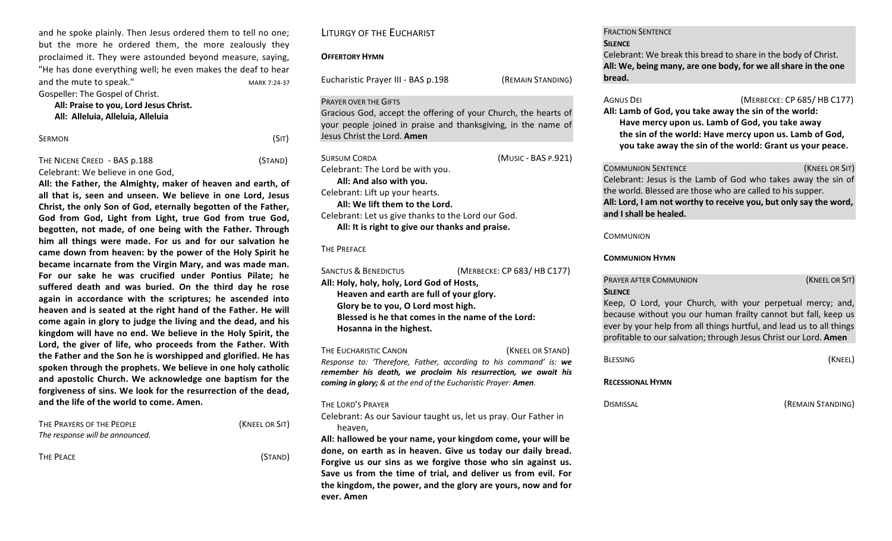and he spoke plainly. Then Jesus ordered them to tell no one; but the more he ordered them, the more zealously they proclaimed it. They were astounded beyond measure, saying, "He has done everything well; he even makes the deaf to hear and the mute to speak." MARK 7:24-37

Gospeller: The Gospel of Christ.

**All: Praise to you, Lord Jesus Christ.**

**All: Alleluia, Alleluia, Alleluia**

SERMON (SIT)

THE NICENE CREED - BAS p.188 (STAND)

Celebrant: We believe in one God,

**All: the Father, the Almighty, maker of heaven and earth, of all that is, seen and unseen. We believe in one Lord, Jesus Christ, the only Son of God, eternally begotten of the Father, God from God, Light from Light, true God from true God, begotten, not made, of one being with the Father. Through him all things were made. For us and for our salvation he came down from heaven: by the power of the Holy Spirit he became incarnate from the Virgin Mary, and was made man. For our sake he was crucified under Pontius Pilate; he suffered death and was buried. On the third day he rose again in accordance with the scriptures; he ascended into heaven and is seated at the right hand of the Father. He will come again in glory to judge the living and the dead, and his kingdom will have no end. We believe in the Holy Spirit, the Lord, the giver of life, who proceeds from the Father. With the Father and the Son he is worshipped and glorified. He has spoken through the prophets. We believe in one holy catholic and apostolic Church. We acknowledge one baptism for the forgiveness of sins. We look for the resurrection of the dead, and the life of the world to come. Amen.**

THE PRAYERS OF THE PEOPLE (KNEEL OR SIT)

*The response will be announced.*

THE PEACE (STAND)

## LITURGY OF THE EUCHARIST

**OFFERTORY HYMN**

Eucharistic Prayer III - BAS p.198 (REMAIN STANDING)

PRAYER OVER THE GIFTS

Gracious God, accept the offering of your Church, the hearts of your people joined in praise and thanksgiving, in the name of Jesus Christ the Lord. **Amen**

SURSUM CORDA (MUSIC - BAS P.921)

Celebrant: The Lord be with you.

**All: And also with you.**

Celebrant: Lift up your hearts.

**All: We lift them to the Lord.**

Celebrant: Let us give thanks to the Lord our God.

**All: It is right to give our thanks and praise.**

THE PREFACE

SANCTUS & BENEDICTUS (MERBECKE: CP 683/ HB C177)

**All: Holy, holy, holy, Lord God of Hosts,**
**Heaven and earth are full of your glory.**
**Glory be to you, O Lord most high.**
**Blessed is he that comes in the name of the Lord:**
**Hosanna in the highest.**

THE EUCHARISTIC CANON (KNEEL OR STAND)

*Response to: 'Therefore, Father, according to his command' is:* ***we remember his death, we proclaim his resurrection, we await his coming in glory;*** *& at the end of the Eucharistic Prayer:* ***Amen****.*

THE LORD'S PRAYER

Celebrant: As our Saviour taught us, let us pray. Our Father in heaven,

**All: hallowed be your name, your kingdom come, your will be done, on earth as in heaven. Give us today our daily bread. Forgive us our sins as we forgive those who sin against us. Save us from the time of trial, and deliver us from evil. For the kingdom, the power, and the glory are yours, now and for ever. Amen**

FRACTION SENTENCE

**SILENCE**

Celebrant: We break this bread to share in the body of Christ.

**All: We, being many, are one body, for we all share in the one bread.**

AGNUS DEI (MERBECKE: CP 685/ HB C177)

**All: Lamb of God, you take away the sin of the world:**
**Have mercy upon us. Lamb of God, you take away the sin of the world: Have mercy upon us. Lamb of God, you take away the sin of the world: Grant us your peace.**

COMMUNION SENTENCE (KNEEL OR SIT)

Celebrant: Jesus is the Lamb of God who takes away the sin of the world. Blessed are those who are called to his supper.

**All: Lord, I am not worthy to receive you, but only say the word, and I shall be healed.**

COMMUNION

**COMMUNION HYMN**

PRAYER AFTER COMMUNION (KNEEL OR SIT)

**SILENCE**

Keep, O Lord, your Church, with your perpetual mercy; and, because without you our human frailty cannot but fall, keep us ever by your help from all things hurtful, and lead us to all things profitable to our salvation; through Jesus Christ our Lord. **Amen**

BLESSING (KNEEL)

**RECESSIONAL HYMN**

DISMISSAL (REMAIN STANDING)